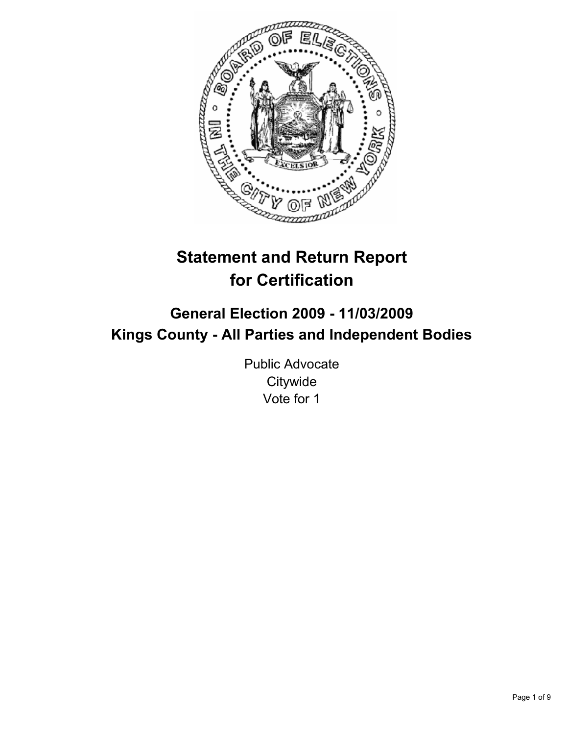# Statement and Return Report for Certification

## General Election 2009 - 11/03/2009
## Kings County - All Parties and Independent Bodies

Public Advocate
Citywide
Vote for 1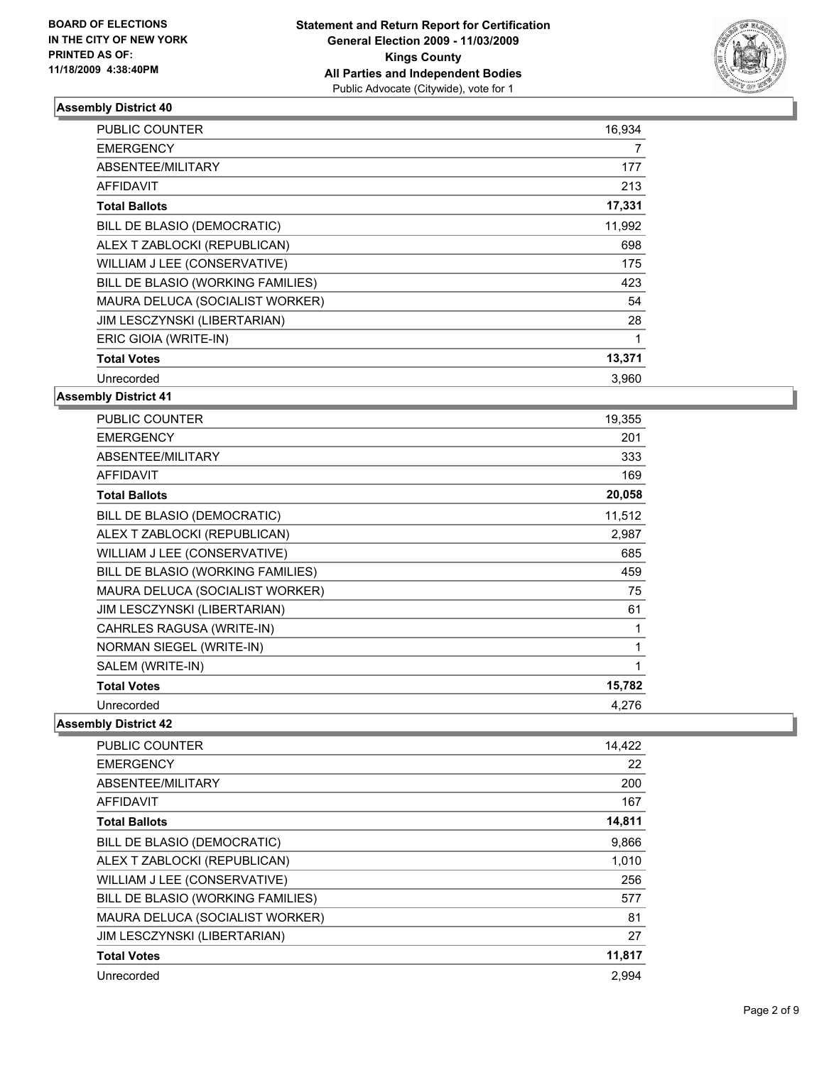**BOARD OF ELECTIONS IN THE CITY OF NEW YORK PRINTED AS OF: 11/18/2009 4:38:40PM**

**Statement and Return Report for Certification General Election 2009 - 11/03/2009 Kings County All Parties and Independent Bodies**
Public Advocate (Citywide), vote for 1

### Assembly District 40

| | |
|---|---|
| PUBLIC COUNTER | 16,934 |
| EMERGENCY | 7 |
| ABSENTEE/MILITARY | 177 |
| AFFIDAVIT | 213 |
| **Total Ballots** | **17,331** |
| BILL DE BLASIO (DEMOCRATIC) | 11,992 |
| ALEX T ZABLOCKI (REPUBLICAN) | 698 |
| WILLIAM J LEE (CONSERVATIVE) | 175 |
| BILL DE BLASIO (WORKING FAMILIES) | 423 |
| MAURA DELUCA (SOCIALIST WORKER) | 54 |
| JIM LESCZYNSKI (LIBERTARIAN) | 28 |
| ERIC GIOIA (WRITE-IN) | 1 |
| **Total Votes** | **13,371** |
| Unrecorded | 3,960 |

### Assembly District 41

| | |
|---|---|
| PUBLIC COUNTER | 19,355 |
| EMERGENCY | 201 |
| ABSENTEE/MILITARY | 333 |
| AFFIDAVIT | 169 |
| **Total Ballots** | **20,058** |
| BILL DE BLASIO (DEMOCRATIC) | 11,512 |
| ALEX T ZABLOCKI (REPUBLICAN) | 2,987 |
| WILLIAM J LEE (CONSERVATIVE) | 685 |
| BILL DE BLASIO (WORKING FAMILIES) | 459 |
| MAURA DELUCA (SOCIALIST WORKER) | 75 |
| JIM LESCZYNSKI (LIBERTARIAN) | 61 |
| CAHRLES RAGUSA (WRITE-IN) | 1 |
| NORMAN SIEGEL (WRITE-IN) | 1 |
| SALEM (WRITE-IN) | 1 |
| **Total Votes** | **15,782** |
| Unrecorded | 4,276 |

### Assembly District 42

| | |
|---|---|
| PUBLIC COUNTER | 14,422 |
| EMERGENCY | 22 |
| ABSENTEE/MILITARY | 200 |
| AFFIDAVIT | 167 |
| **Total Ballots** | **14,811** |
| BILL DE BLASIO (DEMOCRATIC) | 9,866 |
| ALEX T ZABLOCKI (REPUBLICAN) | 1,010 |
| WILLIAM J LEE (CONSERVATIVE) | 256 |
| BILL DE BLASIO (WORKING FAMILIES) | 577 |
| MAURA DELUCA (SOCIALIST WORKER) | 81 |
| JIM LESCZYNSKI (LIBERTARIAN) | 27 |
| **Total Votes** | **11,817** |
| Unrecorded | 2,994 |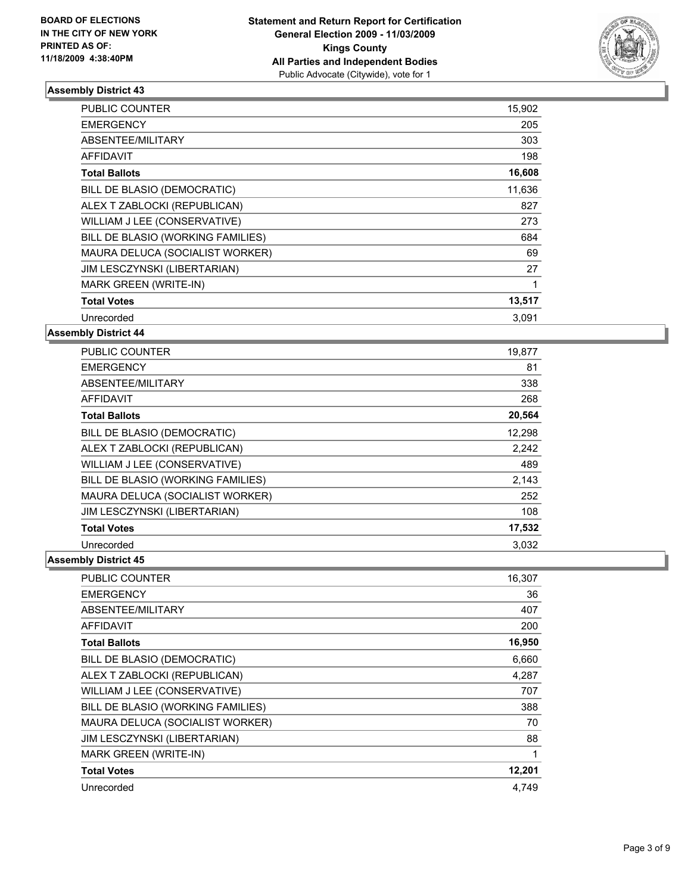BOARD OF ELECTIONS
IN THE CITY OF NEW YORK
PRINTED AS OF:
11/18/2009 4:38:40PM

**Statement and Return Report for Certification**
**General Election 2009 - 11/03/2009**
**Kings County**
**All Parties and Independent Bodies**
Public Advocate (Citywide), vote for 1

### Assembly District 43

| | |
|---|---|
| PUBLIC COUNTER | 15,902 |
| EMERGENCY | 205 |
| ABSENTEE/MILITARY | 303 |
| AFFIDAVIT | 198 |
| **Total Ballots** | **16,608** |
| BILL DE BLASIO (DEMOCRATIC) | 11,636 |
| ALEX T ZABLOCKI (REPUBLICAN) | 827 |
| WILLIAM J LEE (CONSERVATIVE) | 273 |
| BILL DE BLASIO (WORKING FAMILIES) | 684 |
| MAURA DELUCA (SOCIALIST WORKER) | 69 |
| JIM LESCZYNSKI (LIBERTARIAN) | 27 |
| MARK GREEN (WRITE-IN) | 1 |
| **Total Votes** | **13,517** |
| Unrecorded | 3,091 |

### Assembly District 44

| | |
|---|---|
| PUBLIC COUNTER | 19,877 |
| EMERGENCY | 81 |
| ABSENTEE/MILITARY | 338 |
| AFFIDAVIT | 268 |
| **Total Ballots** | **20,564** |
| BILL DE BLASIO (DEMOCRATIC) | 12,298 |
| ALEX T ZABLOCKI (REPUBLICAN) | 2,242 |
| WILLIAM J LEE (CONSERVATIVE) | 489 |
| BILL DE BLASIO (WORKING FAMILIES) | 2,143 |
| MAURA DELUCA (SOCIALIST WORKER) | 252 |
| JIM LESCZYNSKI (LIBERTARIAN) | 108 |
| **Total Votes** | **17,532** |
| Unrecorded | 3,032 |

### Assembly District 45

| | |
|---|---|
| PUBLIC COUNTER | 16,307 |
| EMERGENCY | 36 |
| ABSENTEE/MILITARY | 407 |
| AFFIDAVIT | 200 |
| **Total Ballots** | **16,950** |
| BILL DE BLASIO (DEMOCRATIC) | 6,660 |
| ALEX T ZABLOCKI (REPUBLICAN) | 4,287 |
| WILLIAM J LEE (CONSERVATIVE) | 707 |
| BILL DE BLASIO (WORKING FAMILIES) | 388 |
| MAURA DELUCA (SOCIALIST WORKER) | 70 |
| JIM LESCZYNSKI (LIBERTARIAN) | 88 |
| MARK GREEN (WRITE-IN) | 1 |
| **Total Votes** | **12,201** |
| Unrecorded | 4,749 |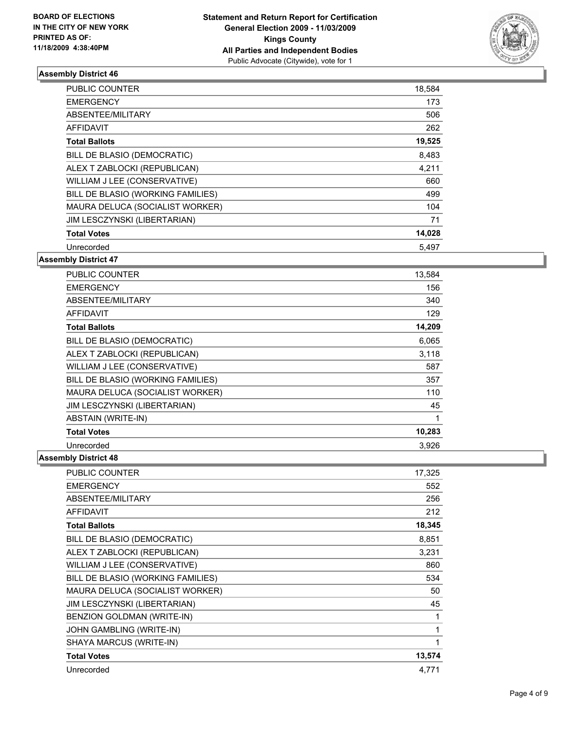**BOARD OF ELECTIONS IN THE CITY OF NEW YORK PRINTED AS OF: 11/18/2009 4:38:40PM**

**Statement and Return Report for Certification General Election 2009 - 11/03/2009 Kings County All Parties and Independent Bodies**
Public Advocate (Citywide), vote for 1

### Assembly District 46

| | |
|---|---|
| PUBLIC COUNTER | 18,584 |
| EMERGENCY | 173 |
| ABSENTEE/MILITARY | 506 |
| AFFIDAVIT | 262 |
| **Total Ballots** | **19,525** |
| BILL DE BLASIO (DEMOCRATIC) | 8,483 |
| ALEX T ZABLOCKI (REPUBLICAN) | 4,211 |
| WILLIAM J LEE (CONSERVATIVE) | 660 |
| BILL DE BLASIO (WORKING FAMILIES) | 499 |
| MAURA DELUCA (SOCIALIST WORKER) | 104 |
| JIM LESCZYNSKI (LIBERTARIAN) | 71 |
| **Total Votes** | **14,028** |
| Unrecorded | 5,497 |

### Assembly District 47

| | |
|---|---|
| PUBLIC COUNTER | 13,584 |
| EMERGENCY | 156 |
| ABSENTEE/MILITARY | 340 |
| AFFIDAVIT | 129 |
| **Total Ballots** | **14,209** |
| BILL DE BLASIO (DEMOCRATIC) | 6,065 |
| ALEX T ZABLOCKI (REPUBLICAN) | 3,118 |
| WILLIAM J LEE (CONSERVATIVE) | 587 |
| BILL DE BLASIO (WORKING FAMILIES) | 357 |
| MAURA DELUCA (SOCIALIST WORKER) | 110 |
| JIM LESCZYNSKI (LIBERTARIAN) | 45 |
| ABSTAIN (WRITE-IN) | 1 |
| **Total Votes** | **10,283** |
| Unrecorded | 3,926 |

### Assembly District 48

| | |
|---|---|
| PUBLIC COUNTER | 17,325 |
| EMERGENCY | 552 |
| ABSENTEE/MILITARY | 256 |
| AFFIDAVIT | 212 |
| **Total Ballots** | **18,345** |
| BILL DE BLASIO (DEMOCRATIC) | 8,851 |
| ALEX T ZABLOCKI (REPUBLICAN) | 3,231 |
| WILLIAM J LEE (CONSERVATIVE) | 860 |
| BILL DE BLASIO (WORKING FAMILIES) | 534 |
| MAURA DELUCA (SOCIALIST WORKER) | 50 |
| JIM LESCZYNSKI (LIBERTARIAN) | 45 |
| BENZION GOLDMAN (WRITE-IN) | 1 |
| JOHN GAMBLING (WRITE-IN) | 1 |
| SHAYA MARCUS (WRITE-IN) | 1 |
| **Total Votes** | **13,574** |
| Unrecorded | 4,771 |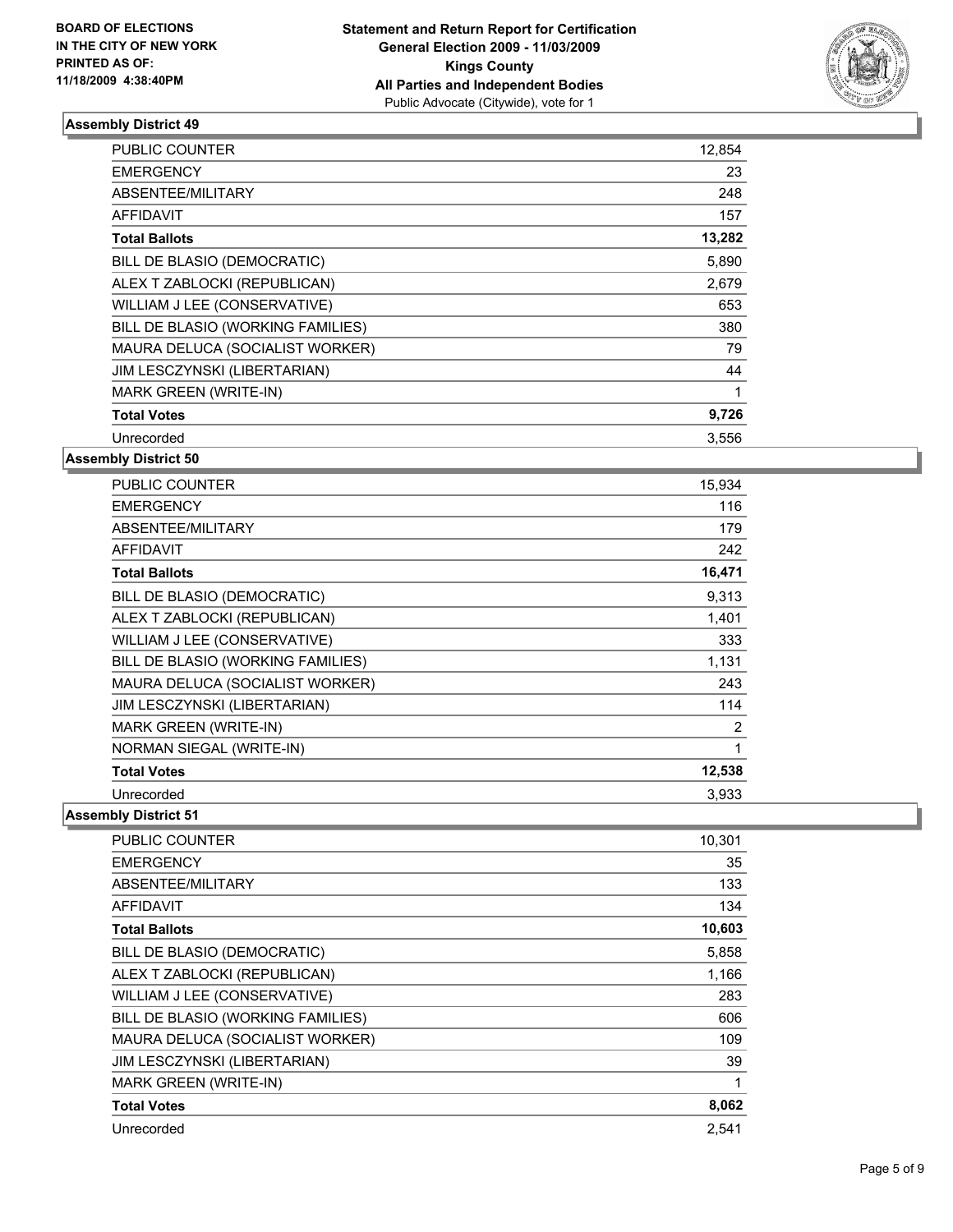**BOARD OF ELECTIONS IN THE CITY OF NEW YORK PRINTED AS OF: 11/18/2009 4:38:40PM**

**Statement and Return Report for Certification**
**General Election 2009 - 11/03/2009**
**Kings County**
**All Parties and Independent Bodies**
Public Advocate (Citywide), vote for 1

### Assembly District 49

| | |
|---|---|
| PUBLIC COUNTER | 12,854 |
| EMERGENCY | 23 |
| ABSENTEE/MILITARY | 248 |
| AFFIDAVIT | 157 |
| **Total Ballots** | **13,282** |
| BILL DE BLASIO (DEMOCRATIC) | 5,890 |
| ALEX T ZABLOCKI (REPUBLICAN) | 2,679 |
| WILLIAM J LEE (CONSERVATIVE) | 653 |
| BILL DE BLASIO (WORKING FAMILIES) | 380 |
| MAURA DELUCA (SOCIALIST WORKER) | 79 |
| JIM LESCZYNSKI (LIBERTARIAN) | 44 |
| MARK GREEN (WRITE-IN) | 1 |
| **Total Votes** | **9,726** |
| Unrecorded | 3,556 |

### Assembly District 50

| | |
|---|---|
| PUBLIC COUNTER | 15,934 |
| EMERGENCY | 116 |
| ABSENTEE/MILITARY | 179 |
| AFFIDAVIT | 242 |
| **Total Ballots** | **16,471** |
| BILL DE BLASIO (DEMOCRATIC) | 9,313 |
| ALEX T ZABLOCKI (REPUBLICAN) | 1,401 |
| WILLIAM J LEE (CONSERVATIVE) | 333 |
| BILL DE BLASIO (WORKING FAMILIES) | 1,131 |
| MAURA DELUCA (SOCIALIST WORKER) | 243 |
| JIM LESCZYNSKI (LIBERTARIAN) | 114 |
| MARK GREEN (WRITE-IN) | 2 |
| NORMAN SIEGAL (WRITE-IN) | 1 |
| **Total Votes** | **12,538** |
| Unrecorded | 3,933 |

### Assembly District 51

| | |
|---|---|
| PUBLIC COUNTER | 10,301 |
| EMERGENCY | 35 |
| ABSENTEE/MILITARY | 133 |
| AFFIDAVIT | 134 |
| **Total Ballots** | **10,603** |
| BILL DE BLASIO (DEMOCRATIC) | 5,858 |
| ALEX T ZABLOCKI (REPUBLICAN) | 1,166 |
| WILLIAM J LEE (CONSERVATIVE) | 283 |
| BILL DE BLASIO (WORKING FAMILIES) | 606 |
| MAURA DELUCA (SOCIALIST WORKER) | 109 |
| JIM LESCZYNSKI (LIBERTARIAN) | 39 |
| MARK GREEN (WRITE-IN) | 1 |
| **Total Votes** | **8,062** |
| Unrecorded | 2,541 |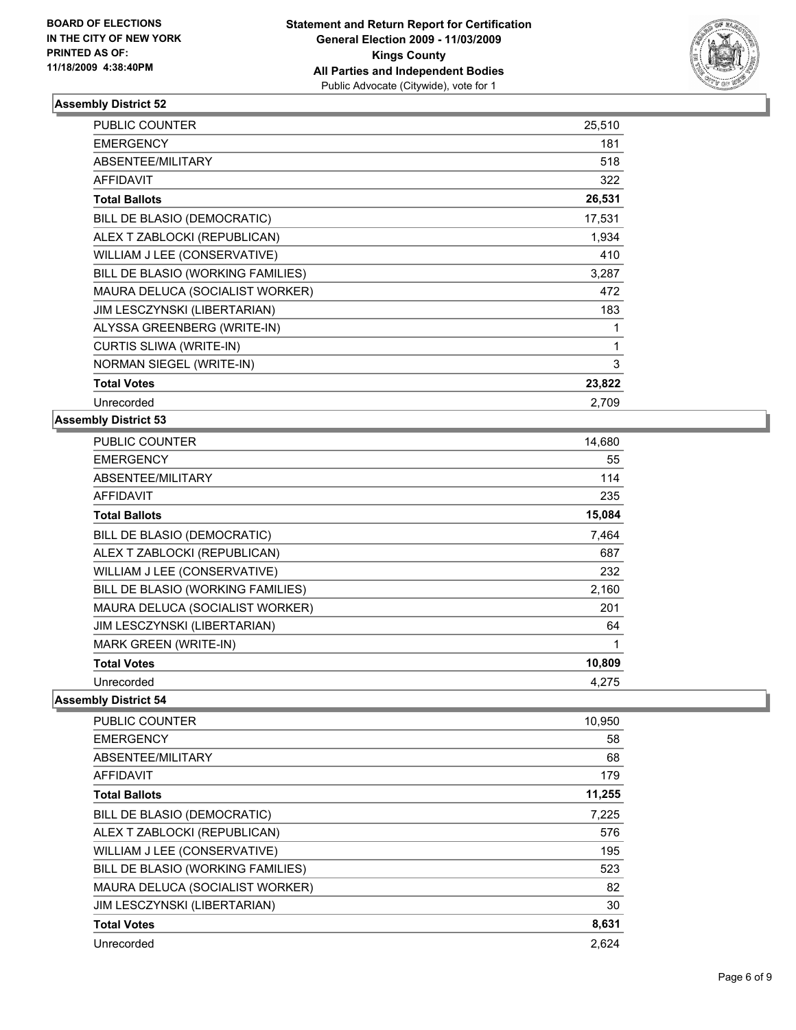**BOARD OF ELECTIONS IN THE CITY OF NEW YORK PRINTED AS OF: 11/18/2009 4:38:40PM**

**Statement and Return Report for Certification**
**General Election 2009 - 11/03/2009**
**Kings County**
**All Parties and Independent Bodies**
Public Advocate (Citywide), vote for 1

### Assembly District 52

| | |
|---|---|
| PUBLIC COUNTER | 25,510 |
| EMERGENCY | 181 |
| ABSENTEE/MILITARY | 518 |
| AFFIDAVIT | 322 |
| **Total Ballots** | **26,531** |
| BILL DE BLASIO (DEMOCRATIC) | 17,531 |
| ALEX T ZABLOCKI (REPUBLICAN) | 1,934 |
| WILLIAM J LEE (CONSERVATIVE) | 410 |
| BILL DE BLASIO (WORKING FAMILIES) | 3,287 |
| MAURA DELUCA (SOCIALIST WORKER) | 472 |
| JIM LESCZYNSKI (LIBERTARIAN) | 183 |
| ALYSSA GREENBERG (WRITE-IN) | 1 |
| CURTIS SLIWA (WRITE-IN) | 1 |
| NORMAN SIEGEL (WRITE-IN) | 3 |
| **Total Votes** | **23,822** |
| Unrecorded | 2,709 |

### Assembly District 53

| | |
|---|---|
| PUBLIC COUNTER | 14,680 |
| EMERGENCY | 55 |
| ABSENTEE/MILITARY | 114 |
| AFFIDAVIT | 235 |
| **Total Ballots** | **15,084** |
| BILL DE BLASIO (DEMOCRATIC) | 7,464 |
| ALEX T ZABLOCKI (REPUBLICAN) | 687 |
| WILLIAM J LEE (CONSERVATIVE) | 232 |
| BILL DE BLASIO (WORKING FAMILIES) | 2,160 |
| MAURA DELUCA (SOCIALIST WORKER) | 201 |
| JIM LESCZYNSKI (LIBERTARIAN) | 64 |
| MARK GREEN (WRITE-IN) | 1 |
| **Total Votes** | **10,809** |
| Unrecorded | 4,275 |

### Assembly District 54

| | |
|---|---|
| PUBLIC COUNTER | 10,950 |
| EMERGENCY | 58 |
| ABSENTEE/MILITARY | 68 |
| AFFIDAVIT | 179 |
| **Total Ballots** | **11,255** |
| BILL DE BLASIO (DEMOCRATIC) | 7,225 |
| ALEX T ZABLOCKI (REPUBLICAN) | 576 |
| WILLIAM J LEE (CONSERVATIVE) | 195 |
| BILL DE BLASIO (WORKING FAMILIES) | 523 |
| MAURA DELUCA (SOCIALIST WORKER) | 82 |
| JIM LESCZYNSKI (LIBERTARIAN) | 30 |
| **Total Votes** | **8,631** |
| Unrecorded | 2,624 |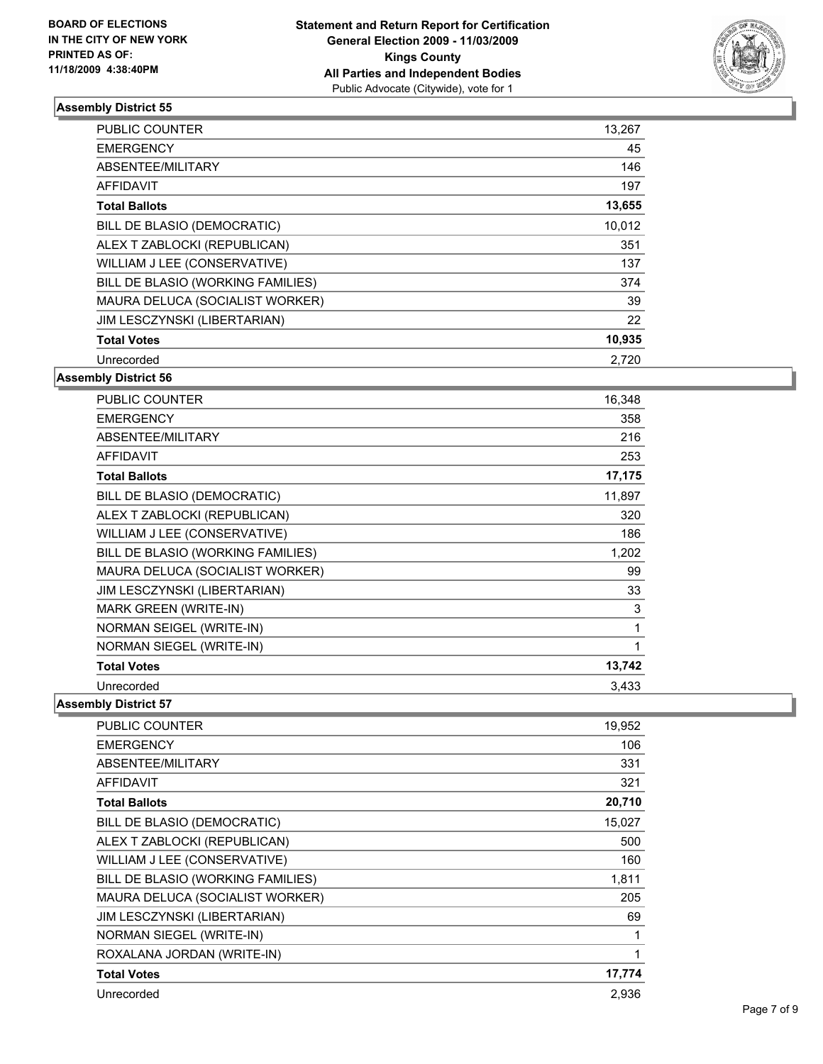**BOARD OF ELECTIONS IN THE CITY OF NEW YORK PRINTED AS OF: 11/18/2009 4:38:40PM**

**Statement and Return Report for Certification**
**General Election 2009 - 11/03/2009**
**Kings County**
**All Parties and Independent Bodies**
Public Advocate (Citywide), vote for 1

### Assembly District 55

| | |
|---|---|
| PUBLIC COUNTER | 13,267 |
| EMERGENCY | 45 |
| ABSENTEE/MILITARY | 146 |
| AFFIDAVIT | 197 |
| **Total Ballots** | **13,655** |
| BILL DE BLASIO (DEMOCRATIC) | 10,012 |
| ALEX T ZABLOCKI (REPUBLICAN) | 351 |
| WILLIAM J LEE (CONSERVATIVE) | 137 |
| BILL DE BLASIO (WORKING FAMILIES) | 374 |
| MAURA DELUCA (SOCIALIST WORKER) | 39 |
| JIM LESCZYNSKI (LIBERTARIAN) | 22 |
| **Total Votes** | **10,935** |
| Unrecorded | 2,720 |

### Assembly District 56

| | |
|---|---|
| PUBLIC COUNTER | 16,348 |
| EMERGENCY | 358 |
| ABSENTEE/MILITARY | 216 |
| AFFIDAVIT | 253 |
| **Total Ballots** | **17,175** |
| BILL DE BLASIO (DEMOCRATIC) | 11,897 |
| ALEX T ZABLOCKI (REPUBLICAN) | 320 |
| WILLIAM J LEE (CONSERVATIVE) | 186 |
| BILL DE BLASIO (WORKING FAMILIES) | 1,202 |
| MAURA DELUCA (SOCIALIST WORKER) | 99 |
| JIM LESCZYNSKI (LIBERTARIAN) | 33 |
| MARK GREEN (WRITE-IN) | 3 |
| NORMAN SEIGEL (WRITE-IN) | 1 |
| NORMAN SIEGEL (WRITE-IN) | 1 |
| **Total Votes** | **13,742** |
| Unrecorded | 3,433 |

### Assembly District 57

| | |
|---|---|
| PUBLIC COUNTER | 19,952 |
| EMERGENCY | 106 |
| ABSENTEE/MILITARY | 331 |
| AFFIDAVIT | 321 |
| **Total Ballots** | **20,710** |
| BILL DE BLASIO (DEMOCRATIC) | 15,027 |
| ALEX T ZABLOCKI (REPUBLICAN) | 500 |
| WILLIAM J LEE (CONSERVATIVE) | 160 |
| BILL DE BLASIO (WORKING FAMILIES) | 1,811 |
| MAURA DELUCA (SOCIALIST WORKER) | 205 |
| JIM LESCZYNSKI (LIBERTARIAN) | 69 |
| NORMAN SIEGEL (WRITE-IN) | 1 |
| ROXALANA JORDAN (WRITE-IN) | 1 |
| **Total Votes** | **17,774** |
| Unrecorded | 2,936 |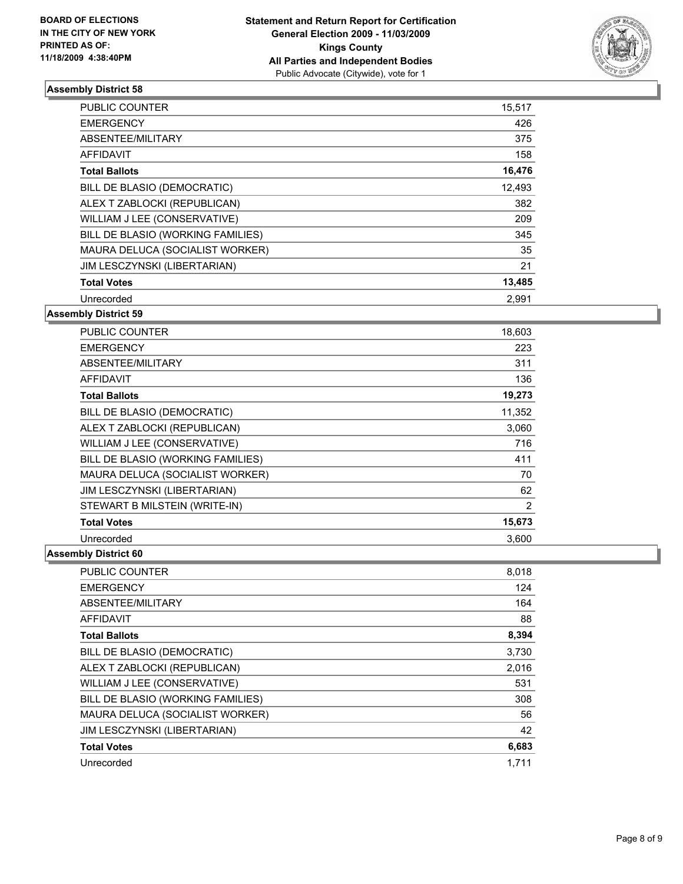BOARD OF ELECTIONS
IN THE CITY OF NEW YORK
PRINTED AS OF:
11/18/2009 4:38:40PM

**Statement and Return Report for Certification**
**General Election 2009 - 11/03/2009**
**Kings County**
**All Parties and Independent Bodies**
Public Advocate (Citywide), vote for 1

### Assembly District 58

| | |
|---|---|
| PUBLIC COUNTER | 15,517 |
| EMERGENCY | 426 |
| ABSENTEE/MILITARY | 375 |
| AFFIDAVIT | 158 |
| **Total Ballots** | **16,476** |
| BILL DE BLASIO (DEMOCRATIC) | 12,493 |
| ALEX T ZABLOCKI (REPUBLICAN) | 382 |
| WILLIAM J LEE (CONSERVATIVE) | 209 |
| BILL DE BLASIO (WORKING FAMILIES) | 345 |
| MAURA DELUCA (SOCIALIST WORKER) | 35 |
| JIM LESCZYNSKI (LIBERTARIAN) | 21 |
| **Total Votes** | **13,485** |
| Unrecorded | 2,991 |

### Assembly District 59

| | |
|---|---|
| PUBLIC COUNTER | 18,603 |
| EMERGENCY | 223 |
| ABSENTEE/MILITARY | 311 |
| AFFIDAVIT | 136 |
| **Total Ballots** | **19,273** |
| BILL DE BLASIO (DEMOCRATIC) | 11,352 |
| ALEX T ZABLOCKI (REPUBLICAN) | 3,060 |
| WILLIAM J LEE (CONSERVATIVE) | 716 |
| BILL DE BLASIO (WORKING FAMILIES) | 411 |
| MAURA DELUCA (SOCIALIST WORKER) | 70 |
| JIM LESCZYNSKI (LIBERTARIAN) | 62 |
| STEWART B MILSTEIN (WRITE-IN) | 2 |
| **Total Votes** | **15,673** |
| Unrecorded | 3,600 |

### Assembly District 60

| | |
|---|---|
| PUBLIC COUNTER | 8,018 |
| EMERGENCY | 124 |
| ABSENTEE/MILITARY | 164 |
| AFFIDAVIT | 88 |
| **Total Ballots** | **8,394** |
| BILL DE BLASIO (DEMOCRATIC) | 3,730 |
| ALEX T ZABLOCKI (REPUBLICAN) | 2,016 |
| WILLIAM J LEE (CONSERVATIVE) | 531 |
| BILL DE BLASIO (WORKING FAMILIES) | 308 |
| MAURA DELUCA (SOCIALIST WORKER) | 56 |
| JIM LESCZYNSKI (LIBERTARIAN) | 42 |
| **Total Votes** | **6,683** |
| Unrecorded | 1,711 |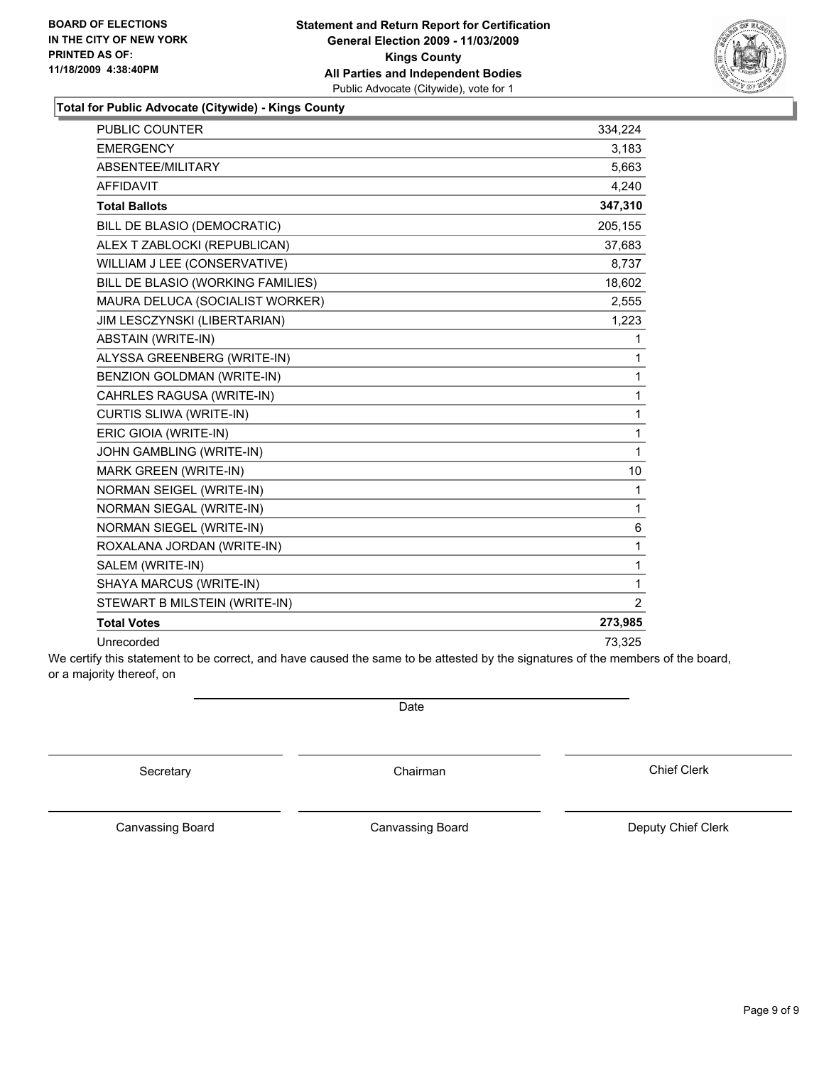**BOARD OF ELECTIONS**
**IN THE CITY OF NEW YORK**
**PRINTED AS OF:**
**11/18/2009 4:38:40PM**

**Statement and Return Report for Certification**
**General Election 2009 - 11/03/2009**
**Kings County**
**All Parties and Independent Bodies**
Public Advocate (Citywide), vote for 1

### Total for Public Advocate (Citywide) - Kings County

| | |
|---|---|
| PUBLIC COUNTER | 334,224 |
| EMERGENCY | 3,183 |
| ABSENTEE/MILITARY | 5,663 |
| AFFIDAVIT | 4,240 |
| **Total Ballots** | **347,310** |
| BILL DE BLASIO (DEMOCRATIC) | 205,155 |
| ALEX T ZABLOCKI (REPUBLICAN) | 37,683 |
| WILLIAM J LEE (CONSERVATIVE) | 8,737 |
| BILL DE BLASIO (WORKING FAMILIES) | 18,602 |
| MAURA DELUCA (SOCIALIST WORKER) | 2,555 |
| JIM LESCZYNSKI (LIBERTARIAN) | 1,223 |
| ABSTAIN (WRITE-IN) | 1 |
| ALYSSA GREENBERG (WRITE-IN) | 1 |
| BENZION GOLDMAN (WRITE-IN) | 1 |
| CAHRLES RAGUSA (WRITE-IN) | 1 |
| CURTIS SLIWA (WRITE-IN) | 1 |
| ERIC GIOIA (WRITE-IN) | 1 |
| JOHN GAMBLING (WRITE-IN) | 1 |
| MARK GREEN (WRITE-IN) | 10 |
| NORMAN SEIGEL (WRITE-IN) | 1 |
| NORMAN SIEGAL (WRITE-IN) | 1 |
| NORMAN SIEGEL (WRITE-IN) | 6 |
| ROXALANA JORDAN (WRITE-IN) | 1 |
| SALEM (WRITE-IN) | 1 |
| SHAYA MARCUS (WRITE-IN) | 1 |
| STEWART B MILSTEIN (WRITE-IN) | 2 |
| **Total Votes** | **273,985** |
| Unrecorded | 73,325 |

We certify this statement to be correct, and have caused the same to be attested by the signatures of the members of the board, or a majority thereof, on

Date

Secretary | Chairman | Chief Clerk

Canvassing Board | Canvassing Board | Deputy Chief Clerk